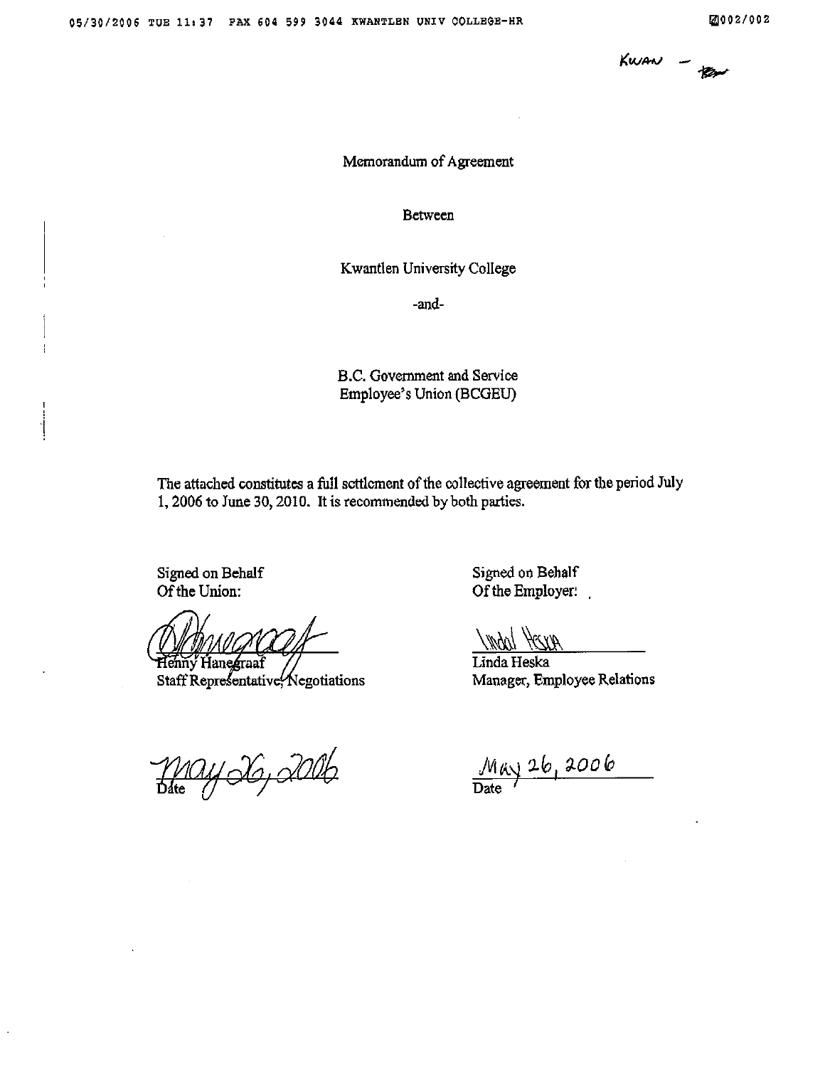Memorandum of Agreement

Between

Kwantlen University College

-and-

B.C. Government and Service Employee's Union (BCGEU)

The attached constitutes a full settlement of the collective agreement for the period July 1, 2006 to June 30, 2010. It is recommended by both parties.

| Signed on Behalf Of the Union: | Signed on Behalf Of the Employer: |
|---|---|
| Henny Hanegraaf | Linda Heska |
| Staff Representative, Negotiations | Manager, Employee Relations |
| May 26, 2006 | May 26, 2006 |
| Date | Date |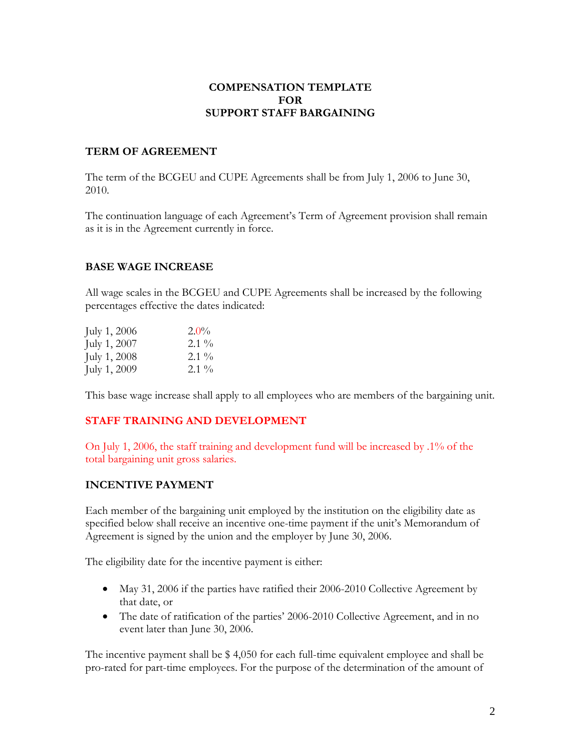# COMPENSATION TEMPLATE
# FOR
# SUPPORT STAFF BARGAINING

## TERM OF AGREEMENT

The term of the BCGEU and CUPE Agreements shall be from July 1, 2006 to June 30, 2010.

The continuation language of each Agreement's Term of Agreement provision shall remain as it is in the Agreement currently in force.

## BASE WAGE INCREASE

All wage scales in the BCGEU and CUPE Agreements shall be increased by the following percentages effective the dates indicated:

| | |
|---|---|
| July 1, 2006 | 2.0% |
| July 1, 2007 | 2.1 % |
| July 1, 2008 | 2.1 % |
| July 1, 2009 | 2.1 % |

This base wage increase shall apply to all employees who are members of the bargaining unit.

## STAFF TRAINING AND DEVELOPMENT

On July 1, 2006, the staff training and development fund will be increased by .1% of the total bargaining unit gross salaries.

## INCENTIVE PAYMENT

Each member of the bargaining unit employed by the institution on the eligibility date as specified below shall receive an incentive one-time payment if the unit's Memorandum of Agreement is signed by the union and the employer by June 30, 2006.

The eligibility date for the incentive payment is either:

- May 31, 2006 if the parties have ratified their 2006-2010 Collective Agreement by that date, or
- The date of ratification of the parties' 2006-2010 Collective Agreement, and in no event later than June 30, 2006.

The incentive payment shall be $ 4,050 for each full-time equivalent employee and shall be pro-rated for part-time employees. For the purpose of the determination of the amount of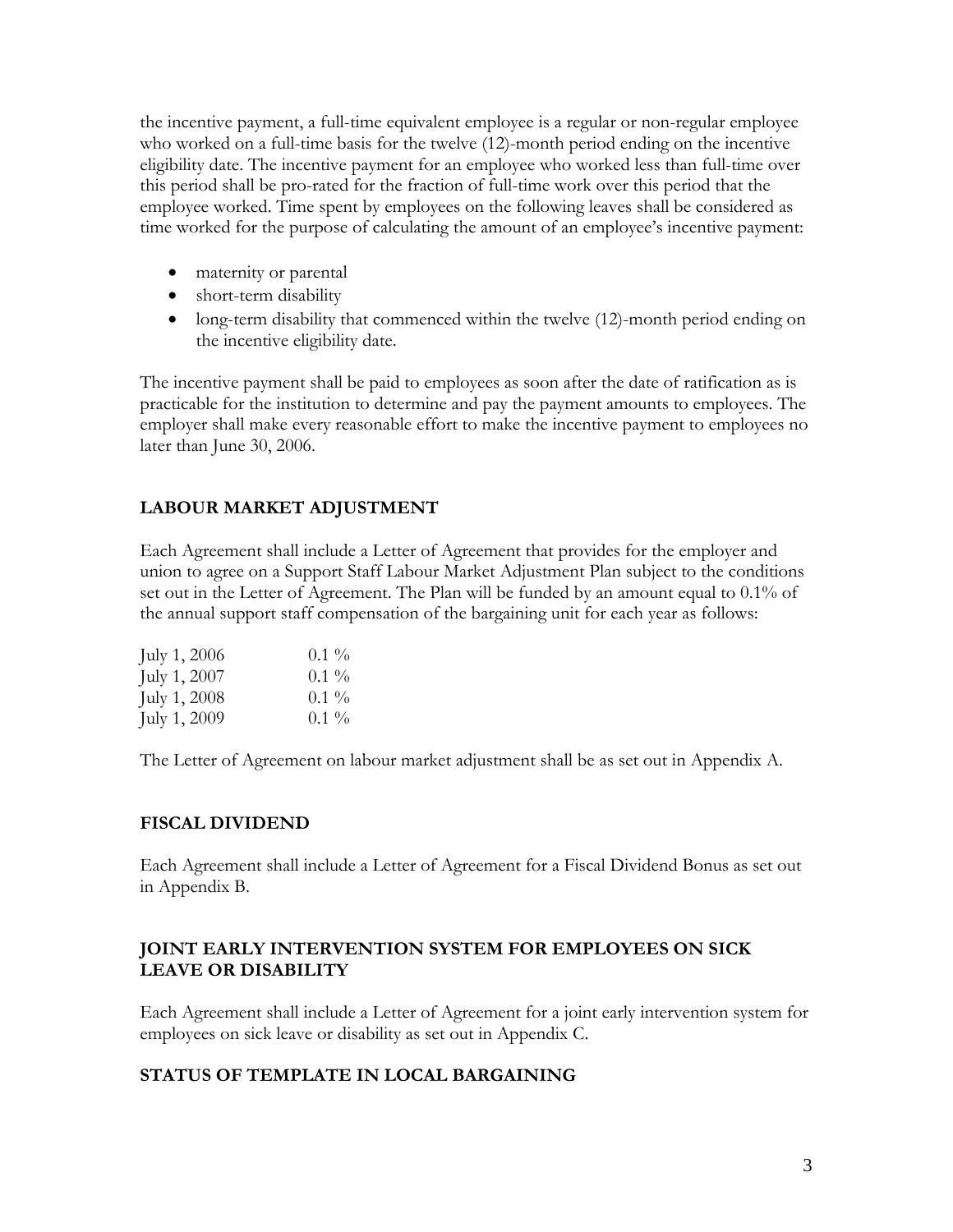the incentive payment, a full-time equivalent employee is a regular or non-regular employee who worked on a full-time basis for the twelve (12)-month period ending on the incentive eligibility date. The incentive payment for an employee who worked less than full-time over this period shall be pro-rated for the fraction of full-time work over this period that the employee worked. Time spent by employees on the following leaves shall be considered as time worked for the purpose of calculating the amount of an employee's incentive payment:

- maternity or parental
- short-term disability
- long-term disability that commenced within the twelve (12)-month period ending on the incentive eligibility date.

The incentive payment shall be paid to employees as soon after the date of ratification as is practicable for the institution to determine and pay the payment amounts to employees. The employer shall make every reasonable effort to make the incentive payment to employees no later than June 30, 2006.

## LABOUR MARKET ADJUSTMENT

Each Agreement shall include a Letter of Agreement that provides for the employer and union to agree on a Support Staff Labour Market Adjustment Plan subject to the conditions set out in the Letter of Agreement. The Plan will be funded by an amount equal to 0.1% of the annual support staff compensation of the bargaining unit for each year as follows:

| | |
|---|---|
| July 1, 2006 | 0.1 % |
| July 1, 2007 | 0.1 % |
| July 1, 2008 | 0.1 % |
| July 1, 2009 | 0.1 % |

The Letter of Agreement on labour market adjustment shall be as set out in Appendix A.

## FISCAL DIVIDEND

Each Agreement shall include a Letter of Agreement for a Fiscal Dividend Bonus as set out in Appendix B.

## JOINT EARLY INTERVENTION SYSTEM FOR EMPLOYEES ON SICK LEAVE OR DISABILITY

Each Agreement shall include a Letter of Agreement for a joint early intervention system for employees on sick leave or disability as set out in Appendix C.

## STATUS OF TEMPLATE IN LOCAL BARGAINING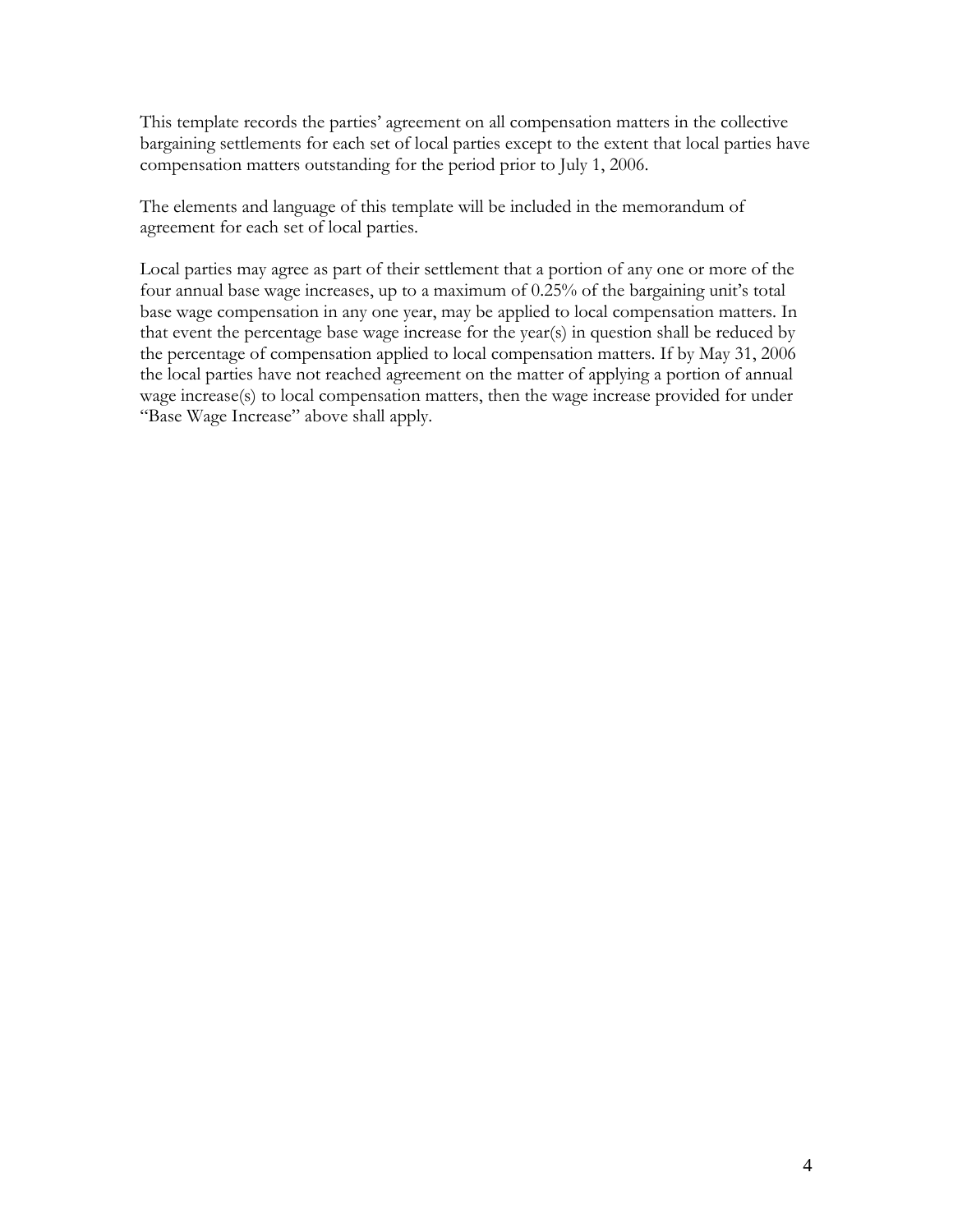This template records the parties' agreement on all compensation matters in the collective bargaining settlements for each set of local parties except to the extent that local parties have compensation matters outstanding for the period prior to July 1, 2006.

The elements and language of this template will be included in the memorandum of agreement for each set of local parties.

Local parties may agree as part of their settlement that a portion of any one or more of the four annual base wage increases, up to a maximum of 0.25% of the bargaining unit's total base wage compensation in any one year, may be applied to local compensation matters. In that event the percentage base wage increase for the year(s) in question shall be reduced by the percentage of compensation applied to local compensation matters. If by May 31, 2006 the local parties have not reached agreement on the matter of applying a portion of annual wage increase(s) to local compensation matters, then the wage increase provided for under "Base Wage Increase" above shall apply.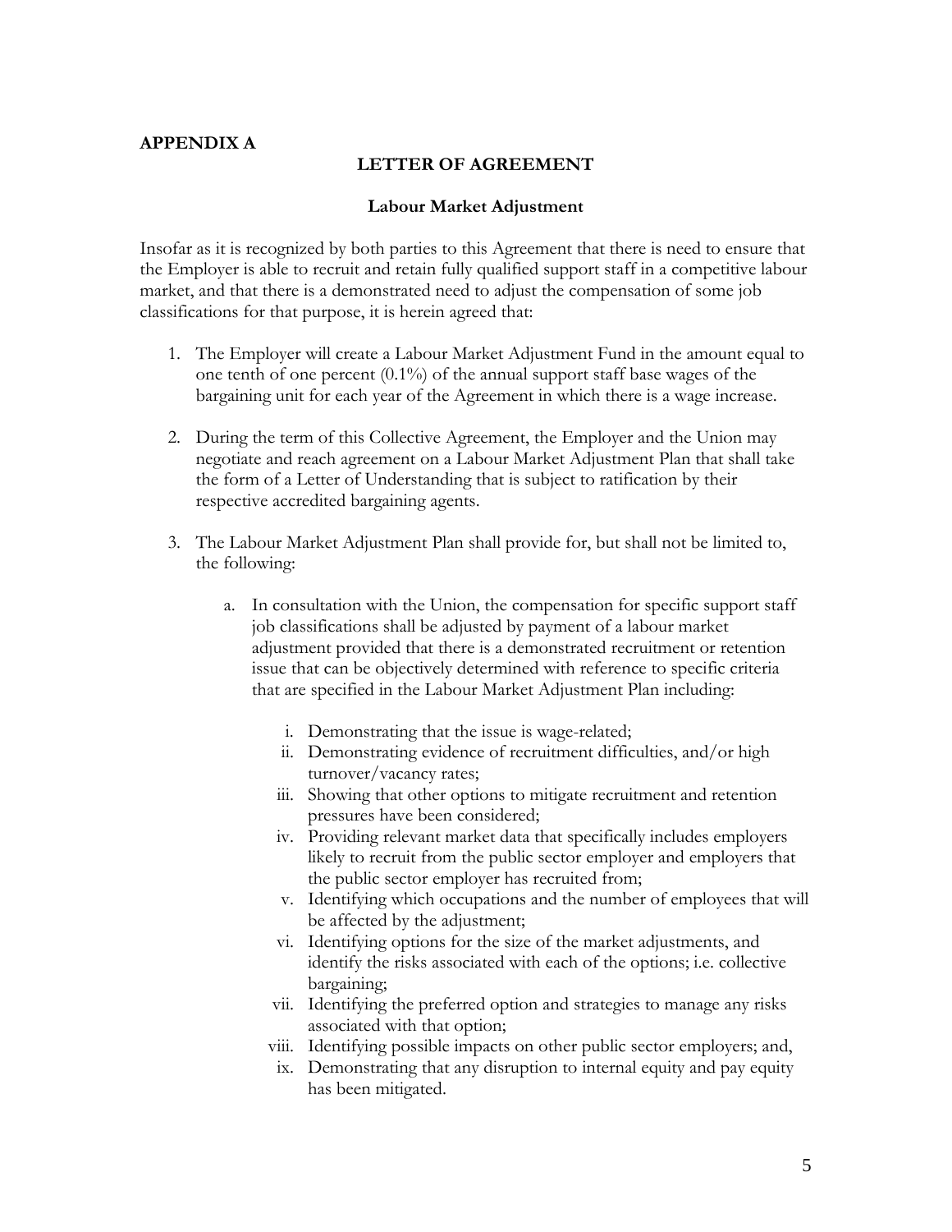**APPENDIX A**

## LETTER OF AGREEMENT

### Labour Market Adjustment

Insofar as it is recognized by both parties to this Agreement that there is need to ensure that the Employer is able to recruit and retain fully qualified support staff in a competitive labour market, and that there is a demonstrated need to adjust the compensation of some job classifications for that purpose, it is herein agreed that:

1. The Employer will create a Labour Market Adjustment Fund in the amount equal to one tenth of one percent (0.1%) of the annual support staff base wages of the bargaining unit for each year of the Agreement in which there is a wage increase.

2. During the term of this Collective Agreement, the Employer and the Union may negotiate and reach agreement on a Labour Market Adjustment Plan that shall take the form of a Letter of Understanding that is subject to ratification by their respective accredited bargaining agents.

3. The Labour Market Adjustment Plan shall provide for, but shall not be limited to, the following:

   a. In consultation with the Union, the compensation for specific support staff job classifications shall be adjusted by payment of a labour market adjustment provided that there is a demonstrated recruitment or retention issue that can be objectively determined with reference to specific criteria that are specified in the Labour Market Adjustment Plan including:

      i. Demonstrating that the issue is wage-related;
      ii. Demonstrating evidence of recruitment difficulties, and/or high turnover/vacancy rates;
      iii. Showing that other options to mitigate recruitment and retention pressures have been considered;
      iv. Providing relevant market data that specifically includes employers likely to recruit from the public sector employer and employers that the public sector employer has recruited from;
      v. Identifying which occupations and the number of employees that will be affected by the adjustment;
      vi. Identifying options for the size of the market adjustments, and identify the risks associated with each of the options; i.e. collective bargaining;
      vii. Identifying the preferred option and strategies to manage any risks associated with that option;
      viii. Identifying possible impacts on other public sector employers; and,
      ix. Demonstrating that any disruption to internal equity and pay equity has been mitigated.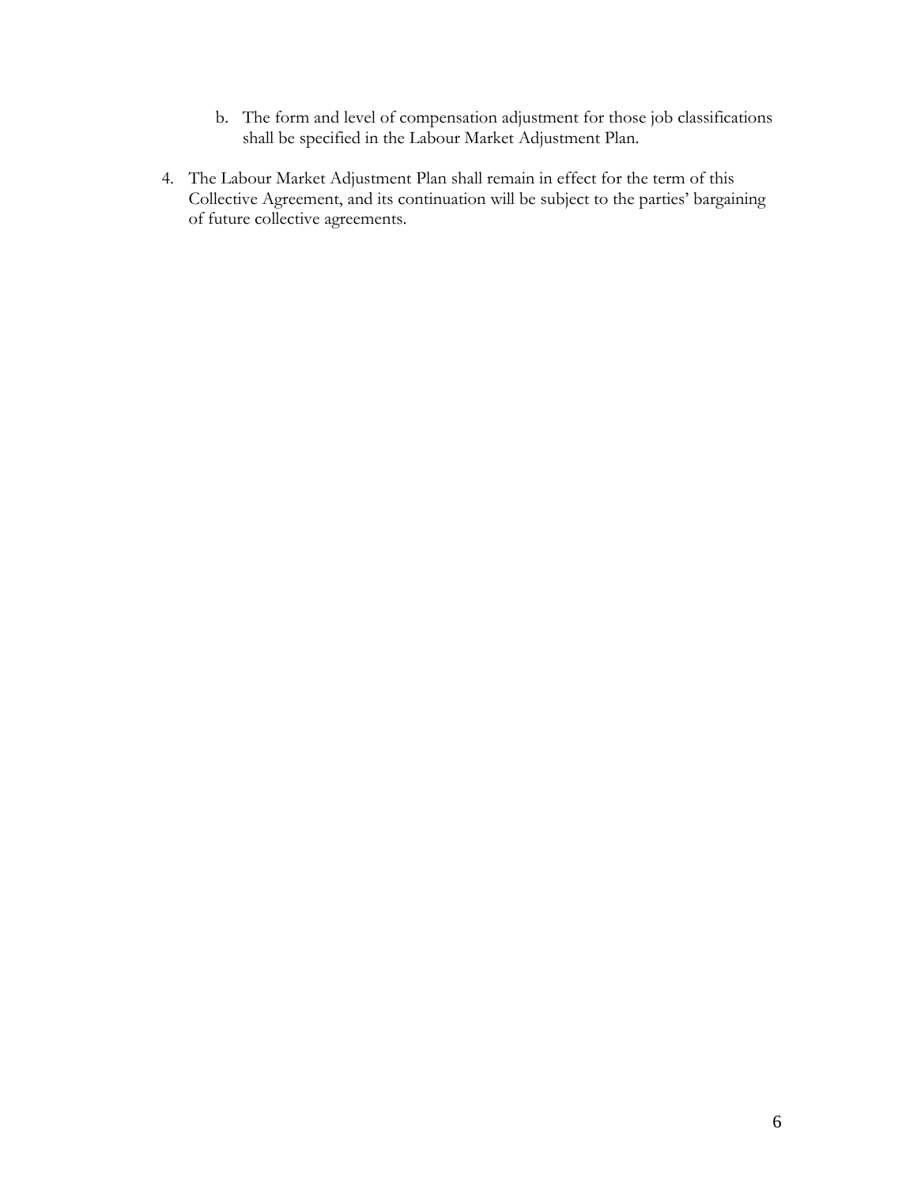b. The form and level of compensation adjustment for those job classifications shall be specified in the Labour Market Adjustment Plan.

4. The Labour Market Adjustment Plan shall remain in effect for the term of this Collective Agreement, and its continuation will be subject to the parties' bargaining of future collective agreements.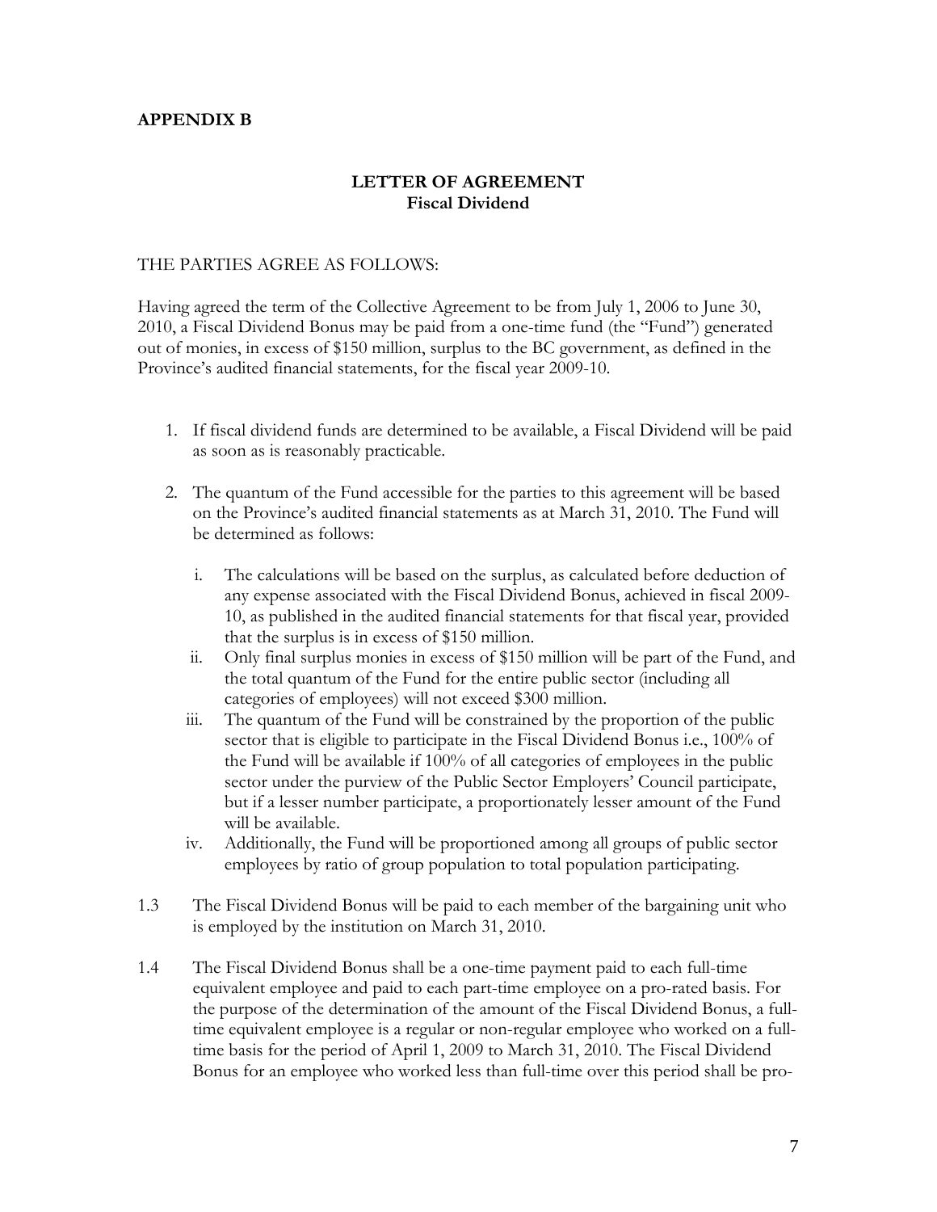**APPENDIX B**

**LETTER OF AGREEMENT**
**Fiscal Dividend**

THE PARTIES AGREE AS FOLLOWS:

Having agreed the term of the Collective Agreement to be from July 1, 2006 to June 30, 2010, a Fiscal Dividend Bonus may be paid from a one-time fund (the "Fund") generated out of monies, in excess of $150 million, surplus to the BC government, as defined in the Province's audited financial statements, for the fiscal year 2009-10.

1. If fiscal dividend funds are determined to be available, a Fiscal Dividend will be paid as soon as is reasonably practicable.

2. The quantum of the Fund accessible for the parties to this agreement will be based on the Province's audited financial statements as at March 31, 2010. The Fund will be determined as follows:

   i. The calculations will be based on the surplus, as calculated before deduction of any expense associated with the Fiscal Dividend Bonus, achieved in fiscal 2009-10, as published in the audited financial statements for that fiscal year, provided that the surplus is in excess of $150 million.
   
   ii. Only final surplus monies in excess of $150 million will be part of the Fund, and the total quantum of the Fund for the entire public sector (including all categories of employees) will not exceed $300 million.
   
   iii. The quantum of the Fund will be constrained by the proportion of the public sector that is eligible to participate in the Fiscal Dividend Bonus i.e., 100% of the Fund will be available if 100% of all categories of employees in the public sector under the purview of the Public Sector Employers' Council participate, but if a lesser number participate, a proportionately lesser amount of the Fund will be available.
   
   iv. Additionally, the Fund will be proportioned among all groups of public sector employees by ratio of group population to total population participating.

1.3 The Fiscal Dividend Bonus will be paid to each member of the bargaining unit who is employed by the institution on March 31, 2010.

1.4 The Fiscal Dividend Bonus shall be a one-time payment paid to each full-time equivalent employee and paid to each part-time employee on a pro-rated basis. For the purpose of the determination of the amount of the Fiscal Dividend Bonus, a full-time equivalent employee is a regular or non-regular employee who worked on a full-time basis for the period of April 1, 2009 to March 31, 2010. The Fiscal Dividend Bonus for an employee who worked less than full-time over this period shall be pro-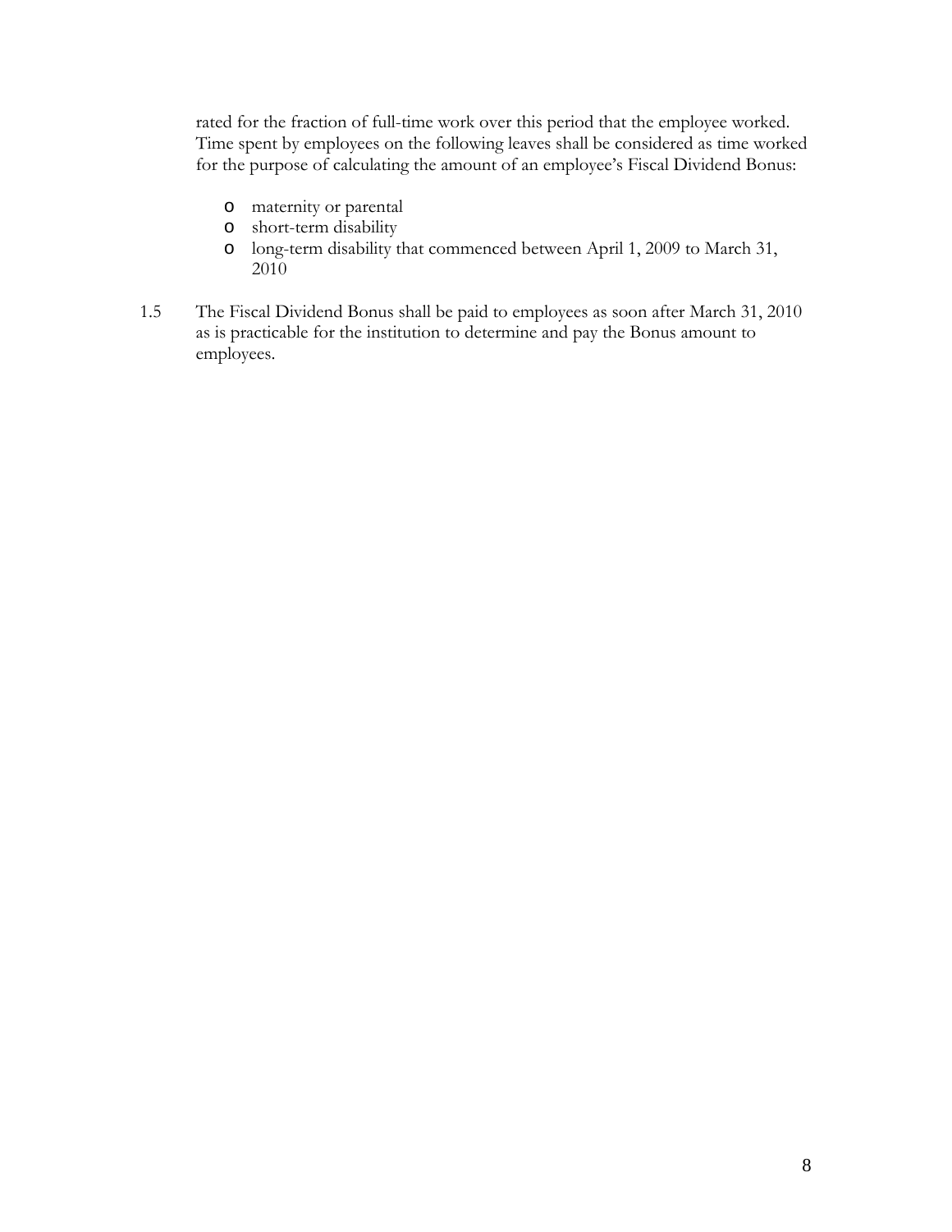rated for the fraction of full-time work over this period that the employee worked. Time spent by employees on the following leaves shall be considered as time worked for the purpose of calculating the amount of an employee's Fiscal Dividend Bonus:

- maternity or parental
- short-term disability
- long-term disability that commenced between April 1, 2009 to March 31, 2010

1.5 The Fiscal Dividend Bonus shall be paid to employees as soon after March 31, 2010 as is practicable for the institution to determine and pay the Bonus amount to employees.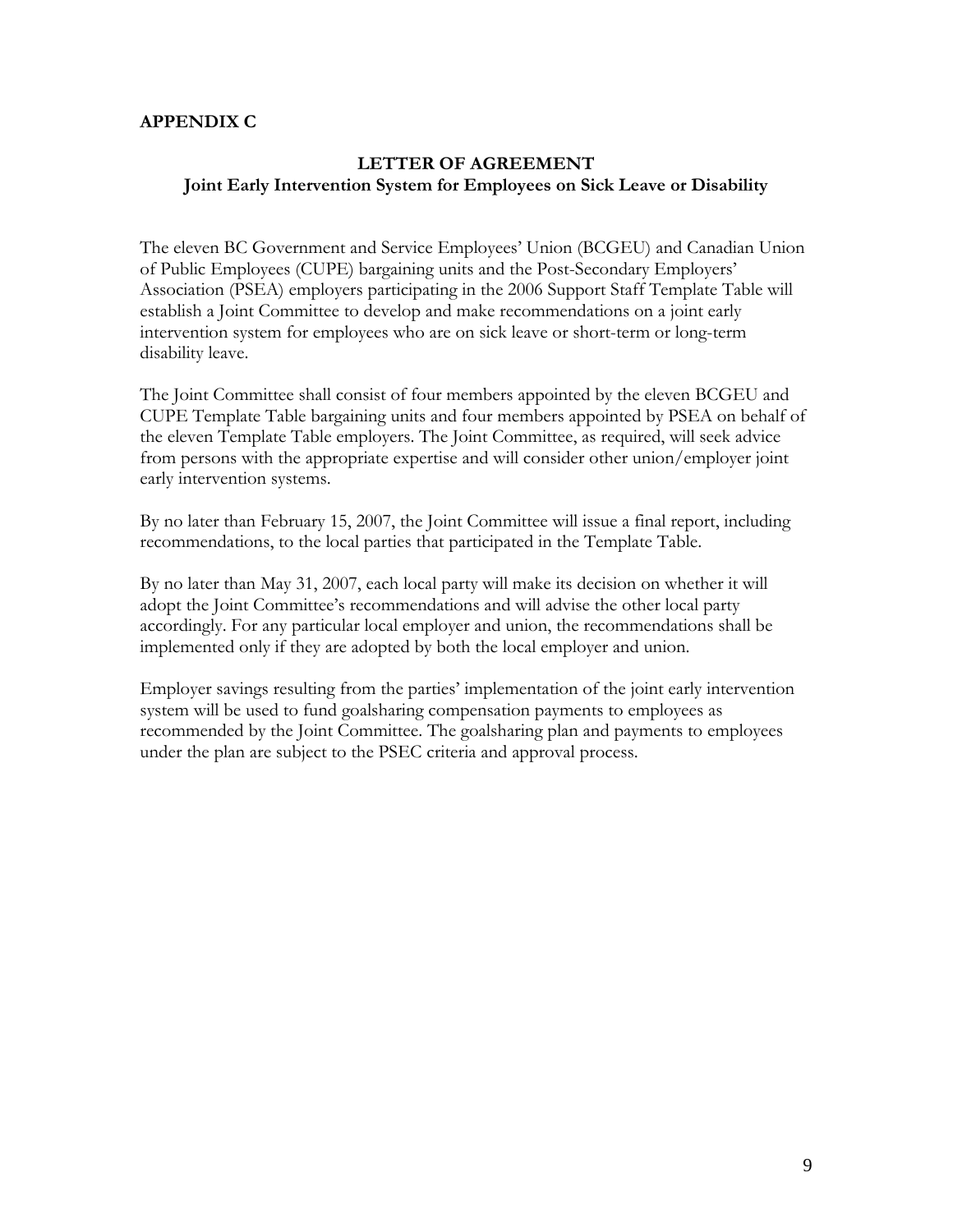## APPENDIX C

### LETTER OF AGREEMENT
### Joint Early Intervention System for Employees on Sick Leave or Disability

The eleven BC Government and Service Employees' Union (BCGEU) and Canadian Union of Public Employees (CUPE) bargaining units and the Post-Secondary Employers' Association (PSEA) employers participating in the 2006 Support Staff Template Table will establish a Joint Committee to develop and make recommendations on a joint early intervention system for employees who are on sick leave or short-term or long-term disability leave.

The Joint Committee shall consist of four members appointed by the eleven BCGEU and CUPE Template Table bargaining units and four members appointed by PSEA on behalf of the eleven Template Table employers. The Joint Committee, as required, will seek advice from persons with the appropriate expertise and will consider other union/employer joint early intervention systems.

By no later than February 15, 2007, the Joint Committee will issue a final report, including recommendations, to the local parties that participated in the Template Table.

By no later than May 31, 2007, each local party will make its decision on whether it will adopt the Joint Committee's recommendations and will advise the other local party accordingly. For any particular local employer and union, the recommendations shall be implemented only if they are adopted by both the local employer and union.

Employer savings resulting from the parties' implementation of the joint early intervention system will be used to fund goalsharing compensation payments to employees as recommended by the Joint Committee. The goalsharing plan and payments to employees under the plan are subject to the PSEC criteria and approval process.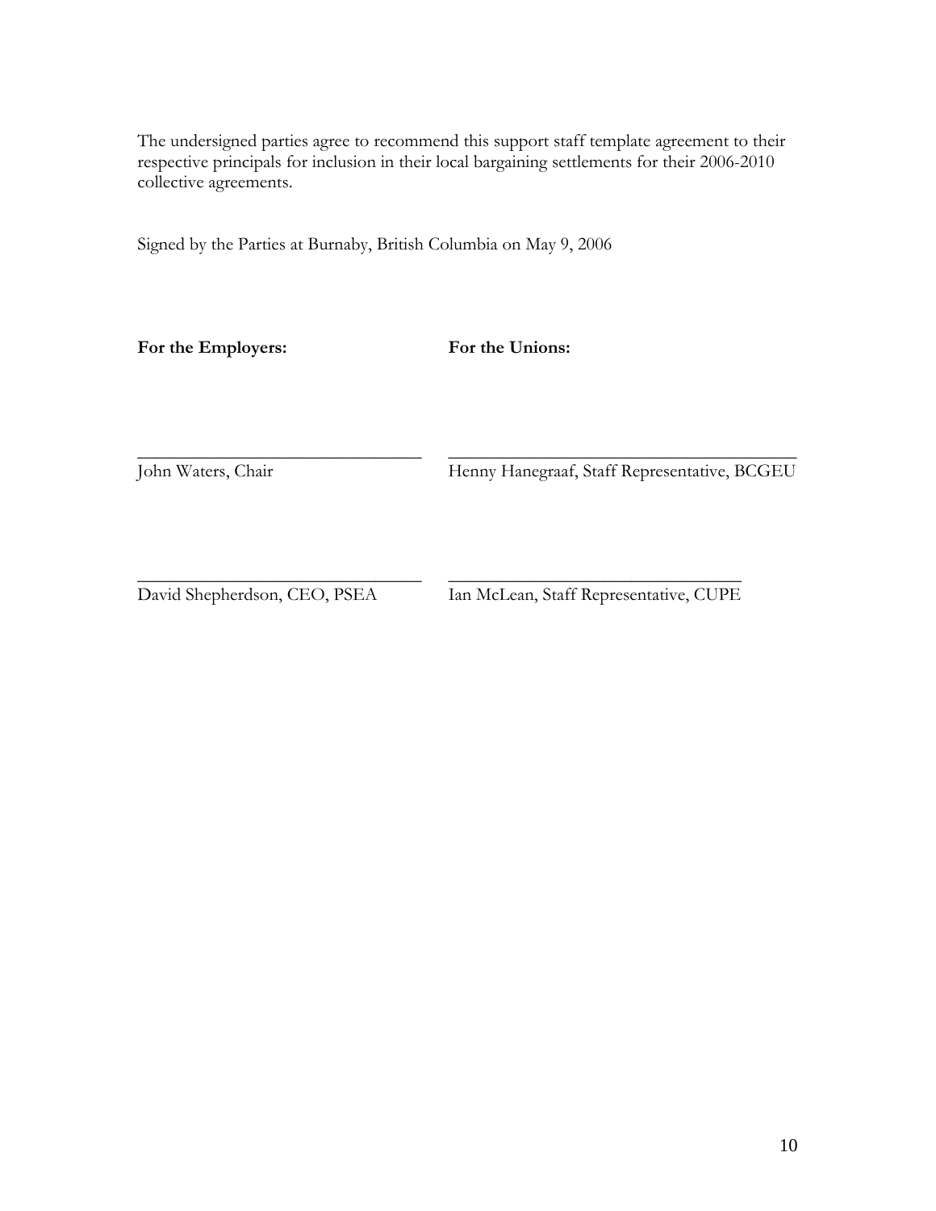The undersigned parties agree to recommend this support staff template agreement to their respective principals for inclusion in their local bargaining settlements for their 2006-2010 collective agreements.

Signed by the Parties at Burnaby, British Columbia on May 9, 2006

| **For the Employers:** | **For the Unions:** |
|---|---|
| ______________________________ | ______________________________ |
| John Waters, Chair | Henny Hanegraaf, Staff Representative, BCGEU |
| ______________________________ | ______________________________ |
| David Shepherdson, CEO, PSEA | Ian McLean, Staff Representative, CUPE |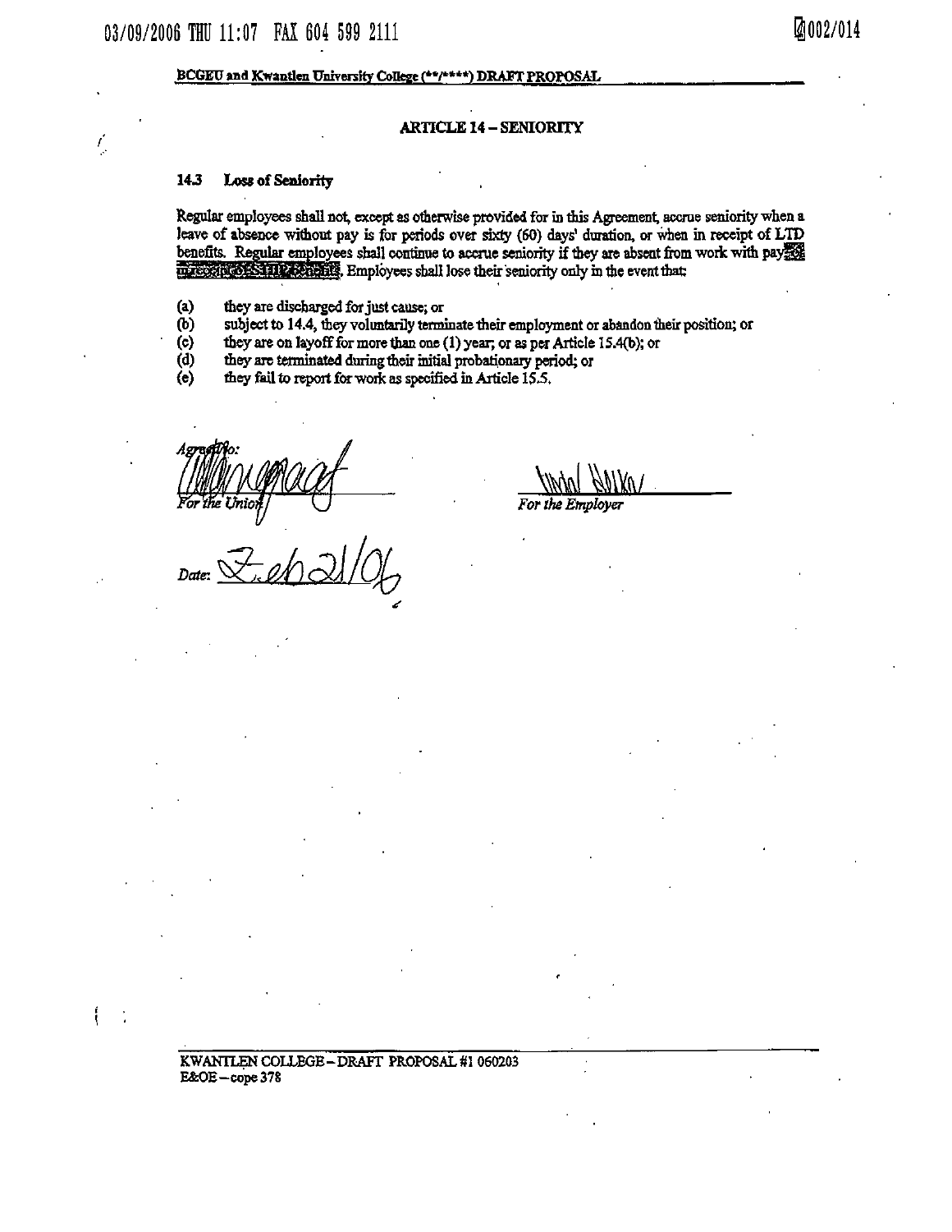BCGEU and Kwantlen University College (**/****) DRAFT PROPOSAL

## ARTICLE 14 – SENIORITY

### 14.3 Loss of Seniority

Regular employees shall not, except as otherwise provided for in this Agreement, accrue seniority when a leave of absence without pay is for periods over sixty (60) days' duration, or when in receipt of LTD benefits. Regular employees shall continue to accrue seniority if they are absent from work with pay or in receipt of STIIP benefits. Employees shall lose their seniority only in the event that:

(a) they are discharged for just cause; or

(b) subject to 14.4, they voluntarily terminate their employment or abandon their position; or

(c) they are on layoff for more than one (1) year; or as per Article 15.4(b); or

(d) they are terminated during their initial probationary period; or

(e) they fail to report for work as specified in Article 15.5.

Agreed to:

*For the Union*

*For the Employer*

Date: Feb 21/06

KWANTLEN COLLEGE – DRAFT PROPOSAL #1 060203
E&OE – cope 378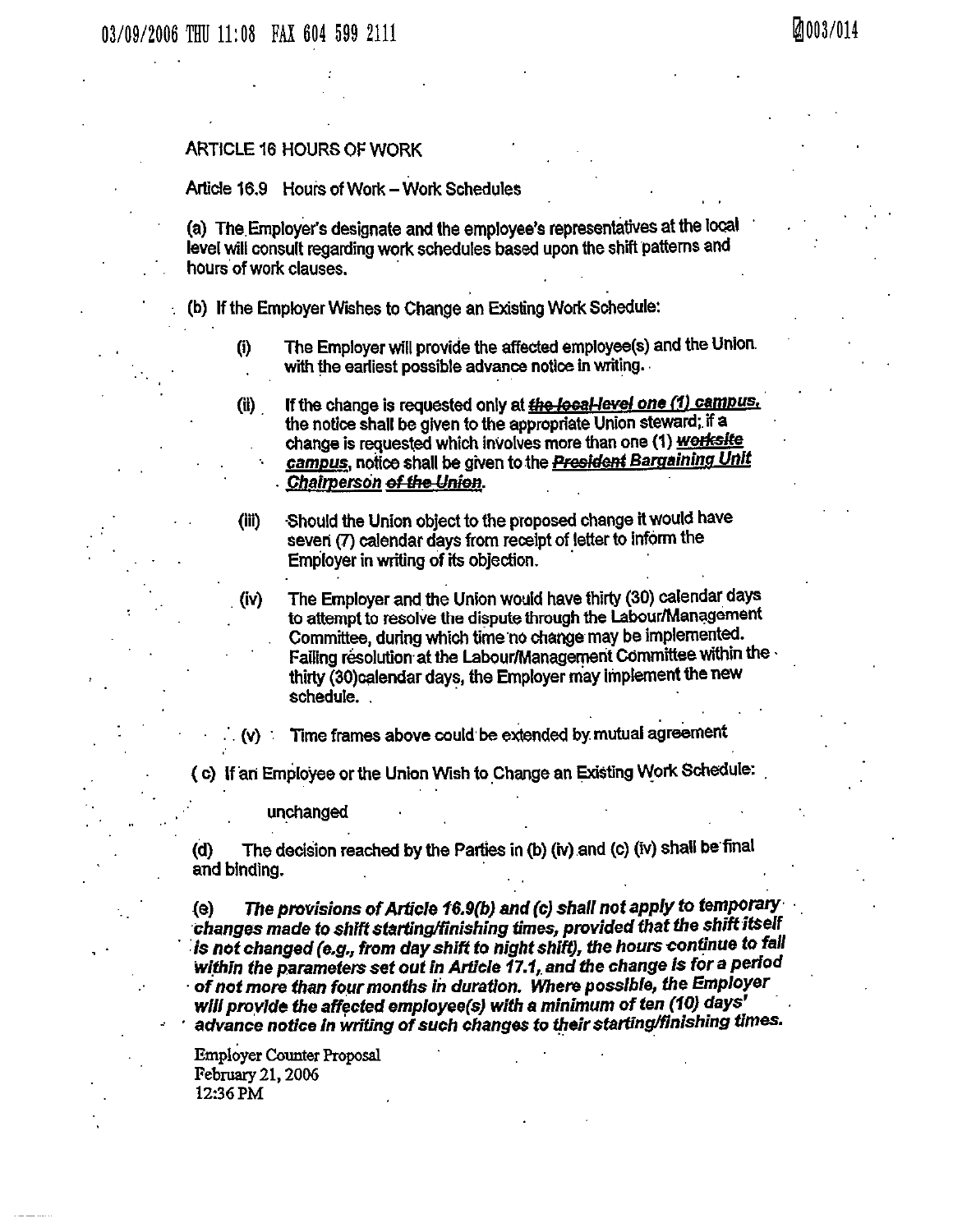ARTICLE 16 HOURS OF WORK

Article 16.9 Hours of Work – Work Schedules

(a) The Employer's designate and the employee's representatives at the local level will consult regarding work schedules based upon the shift patterns and hours of work clauses.

(b) If the Employer Wishes to Change an Existing Work Schedule:

(i) The Employer will provide the affected employee(s) and the Union with the earliest possible advance notice in writing.

(ii) If the change is requested only at ~~the local level~~ ***one (1) campus,*** the notice shall be given to the appropriate Union steward; if a change is requested which involves more than one (1) ~~***worksite***~~ ***campus***, notice shall be given to the ~~***President***~~ ***Bargaining Unit Chairperson*** ~~of the Union~~.

(iii) Should the Union object to the proposed change it would have seven (7) calendar days from receipt of letter to inform the Employer in writing of its objection.

(iv) The Employer and the Union would have thirty (30) calendar days to attempt to resolve the dispute through the Labour/Management Committee, during which time no change may be implemented. Failing resolution at the Labour/Management Committee within the thirty (30)calendar days, the Employer may implement the new schedule.

(v) Time frames above could be extended by mutual agreement

(c) If an Employee or the Union Wish to Change an Existing Work Schedule:

unchanged

(d) The decision reached by the Parties in (b) (iv) and (c) (iv) shall be final and binding.

(e) ***The provisions of Article 16.9(b) and (c) shall not apply to temporary changes made to shift starting/finishing times, provided that the shift itself is not changed (e.g., from day shift to night shift), the hours continue to fall within the parameters set out in Article 17.1, and the change is for a period of not more than four months in duration. Where possible, the Employer will provide the affected employee(s) with a minimum of ten (10) days' advance notice in writing of such changes to their starting/finishing times.***

Employer Counter Proposal
February 21, 2006
12:36 PM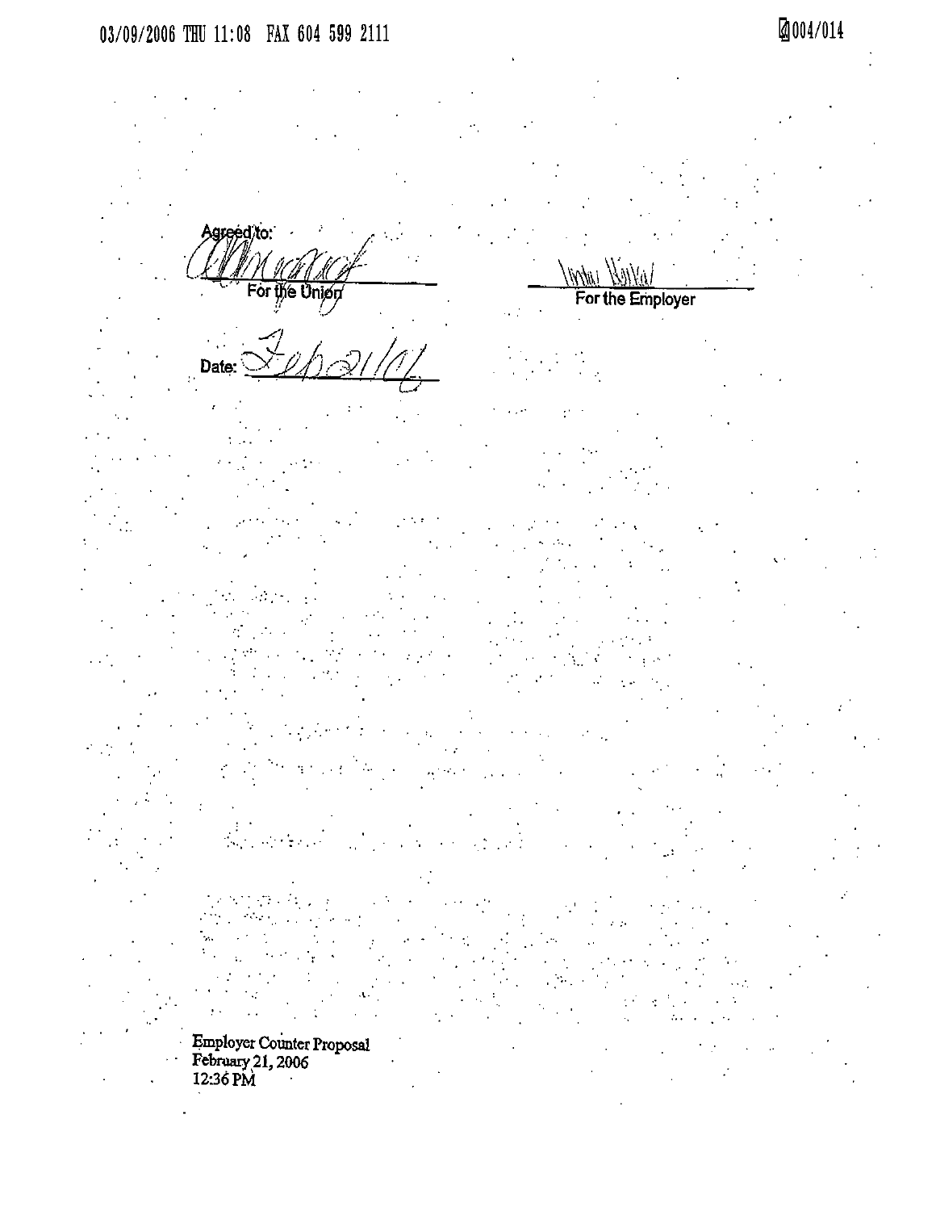Agreed to:

For the Union

For the Employer

Date: Feb 21/06

Employer Counter Proposal
February 21, 2006
12:36 PM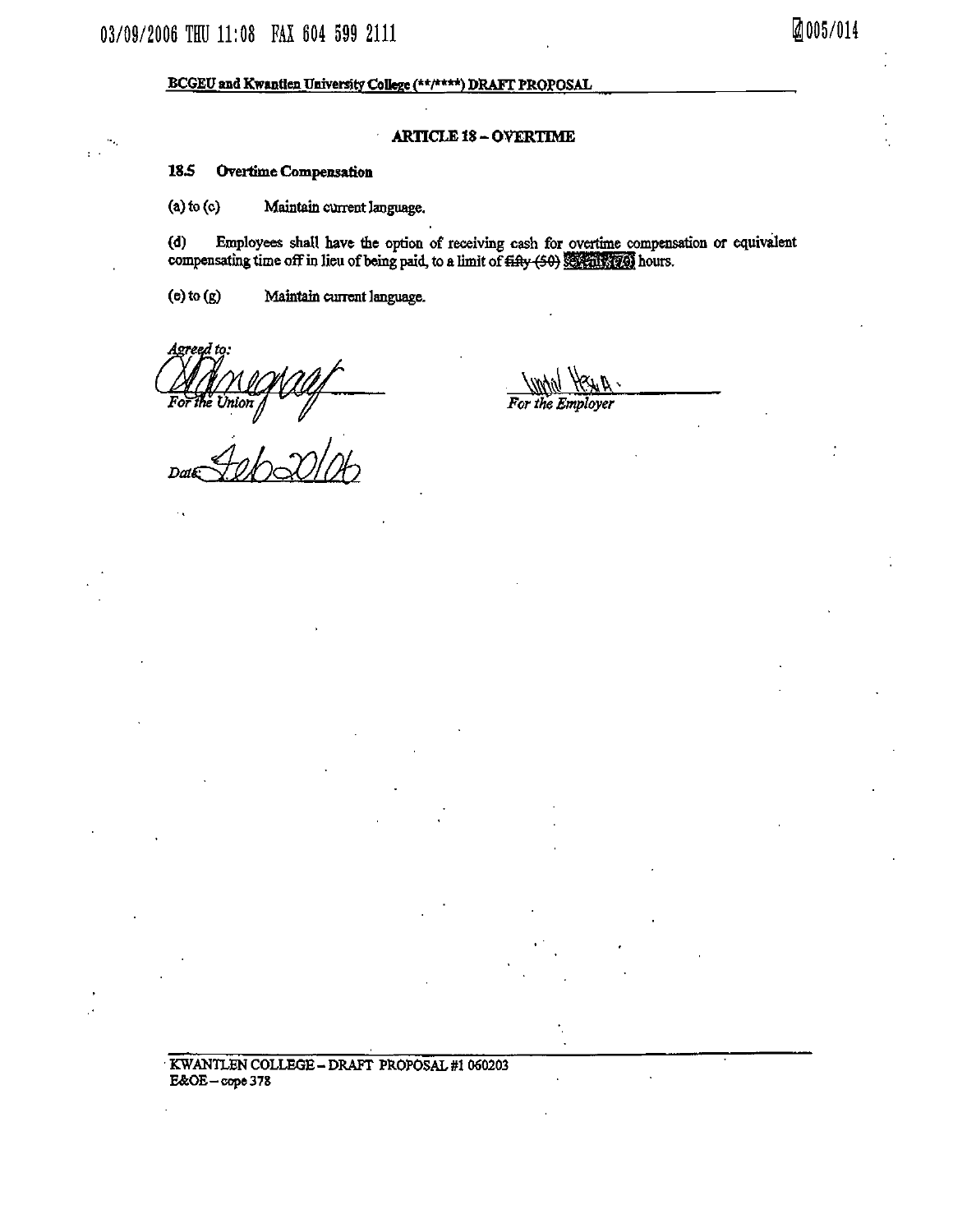BCGEU and Kwantlen University College (**/****) DRAFT PROPOSAL

## ARTICLE 18 – OVERTIME

### 18.5 Overtime Compensation

(a) to (c) Maintain current language.

(d) Employees shall have the option of receiving cash for overtime compensation or equivalent compensating time off in lieu of being paid, to a limit of ~~fifty (50)~~ **seventy (70)** hours.

(e) to (g) Maintain current language.

*Agreed to:*

*For the Union*

*For the Employer*

Date: Feb 20/06

KWANTLEN COLLEGE – DRAFT PROPOSAL #1 060203
E&OE – cope 378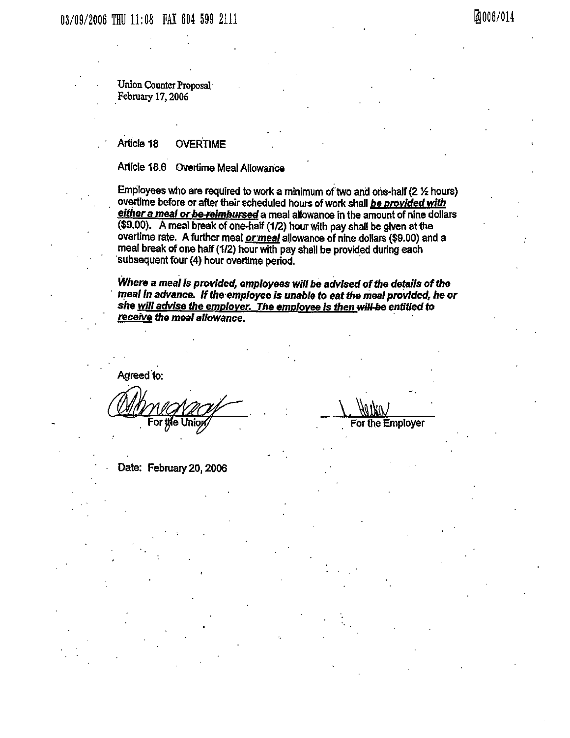Union Counter Proposal
February 17, 2006

## Article 18 OVERTIME

### Article 18.6 Overtime Meal Allowance

Employees who are required to work a minimum of two and one-half (2 ½ hours) overtime before or after their scheduled hours of work shall ***be provided with either a meal or*** ~~be reimbursed~~ a meal allowance in the amount of nine dollars ($9.00). A meal break of one-half (1/2) hour with pay shall be given at the overtime rate. A further meal ***or meal*** allowance of nine dollars ($9.00) and a meal break of one half (1/2) hour with pay shall be provided during each subsequent four (4) hour overtime period.

***Where a meal is provided, employees will be advised of the details of the meal in advance. If the employee is unable to eat the meal provided, he or she will advise the employer. The employee is then*** ~~***will be***~~ ***entitled to receive the meal allowance.***

Agreed to:

[signature]
For the Union

[signature]
For the Employer

Date: February 20, 2006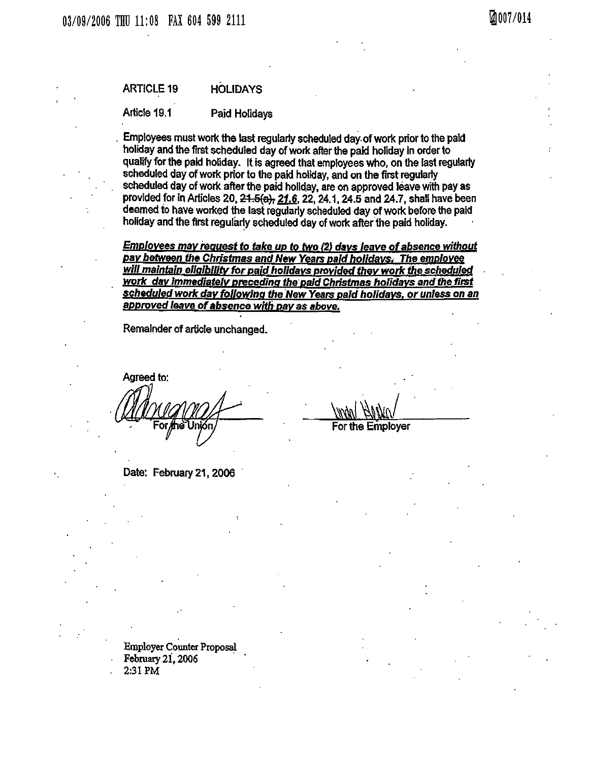## ARTICLE 19 HOLIDAYS

### Article 19.1 Paid Holidays

Employees must work the last regularly scheduled day of work prior to the paid holiday and the first scheduled day of work after the paid holiday in order to qualify for the paid holiday. It is agreed that employees who, on the last regularly scheduled day of work prior to the paid holiday, and on the first regularly scheduled day of work after the paid holiday, are on approved leave with pay as provided for in Articles 20, ~~21.5(a)~~, ***21.6***, 22, 24.1, 24.5 and 24.7, shall have been deemed to have worked the last regularly scheduled day of work before the paid holiday and the first regularly scheduled day of work after the paid holiday.

***Employees may request to take up to two (2) days leave of absence without pay between the Christmas and New Years paid holidays. The employee will maintain eligibility for paid holidays provided they work the scheduled work day immediately preceding the paid Christmas holidays and the first scheduled work day following the New Years paid holidays, or unless on an approved leave of absence with pay as above.***

Remainder of article unchanged.

Agreed to:

For the Union                                        For the Employer

Date: February 21, 2006

Employer Counter Proposal
February 21, 2006
2:31 PM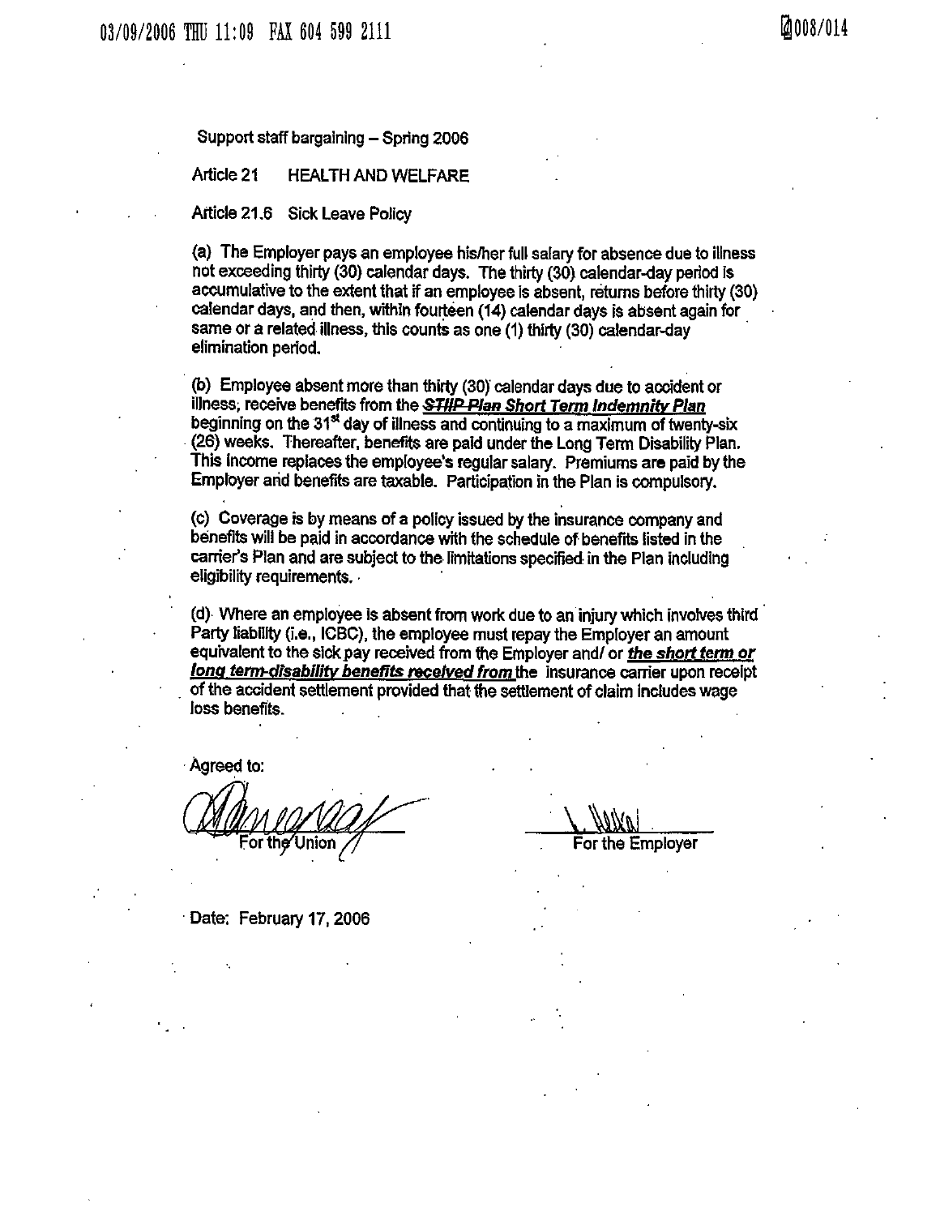Support staff bargaining – Spring 2006

Article 21 HEALTH AND WELFARE

Article 21.6 Sick Leave Policy

(a) The Employer pays an employee his/her full salary for absence due to illness not exceeding thirty (30) calendar days. The thirty (30) calendar-day period is accumulative to the extent that if an employee is absent, returns before thirty (30) calendar days, and then, within fourteen (14) calendar days is absent again for same or a related illness, this counts as one (1) thirty (30) calendar-day elimination period.

(b) Employee absent more than thirty (30) calendar days due to accident or illness, receive benefits from the ~~STIIP Plan~~ ***Short Term Indemnity Plan*** beginning on the 31st day of illness and continuing to a maximum of twenty-six (26) weeks. Thereafter, benefits are paid under the Long Term Disability Plan. This income replaces the employee's regular salary. Premiums are paid by the Employer and benefits are taxable. Participation in the Plan is compulsory.

(c) Coverage is by means of a policy issued by the insurance company and benefits will be paid in accordance with the schedule of benefits listed in the carrier's Plan and are subject to the limitations specified in the Plan including eligibility requirements.

(d) Where an employee is absent from work due to an injury which involves third Party liability (i.e., ICBC), the employee must repay the Employer an amount equivalent to the sick pay received from the Employer and/ or ***the short term or long term-disability benefits received from*** the insurance carrier upon receipt of the accident settlement provided that the settlement of claim includes wage loss benefits.

Agreed to:

For the Union

For the Employer

Date: February 17, 2006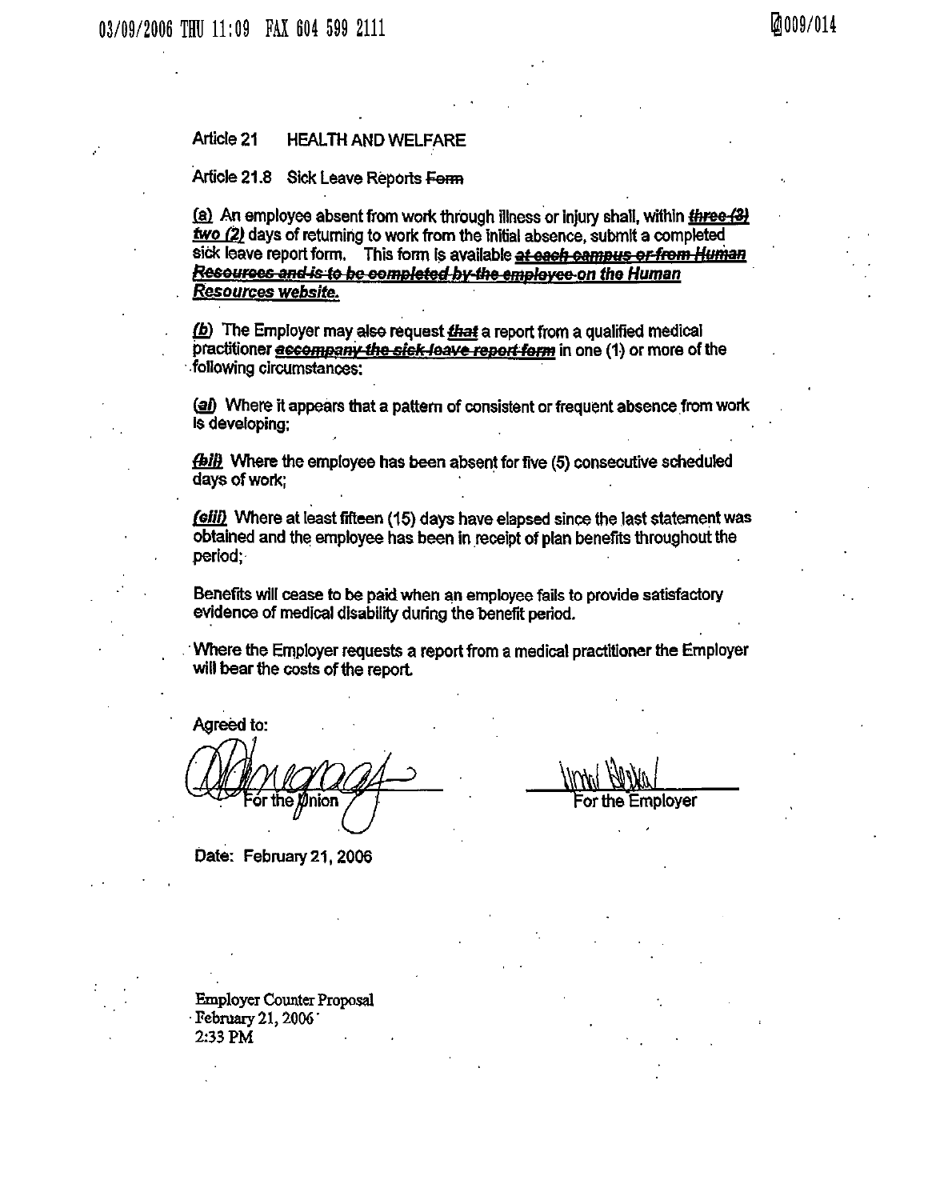Article 21 HEALTH AND WELFARE

Article 21.8 Sick Leave Reports ~~Form~~

(a) An employee absent from work through illness or injury shall, within ~~three (3)~~ two (2) days of returning to work from the initial absence, submit a completed sick leave report form. This form is available ~~at each campus or from Human Resources and is to be completed by the employee~~ on the Human Resources website.

(b) The Employer may ~~also~~ request ~~that~~ a report from a qualified medical practitioner ~~accompany the sick leave report form~~ in one (1) or more of the following circumstances:

(~~a~~i) Where it appears that a pattern of consistent or frequent absence from work is developing;

(~~b~~ii) Where the employee has been absent for five (5) consecutive scheduled days of work;

(~~c~~iii) Where at least fifteen (15) days have elapsed since the last statement was obtained and the employee has been in receipt of plan benefits throughout the period;

Benefits will cease to be paid when an employee fails to provide satisfactory evidence of medical disability during the benefit period.

Where the Employer requests a report from a medical practitioner the Employer will bear the costs of the report.

Agreed to:

For the Union

For the Employer

Date: February 21, 2006

Employer Counter Proposal
February 21, 2006
2:33 PM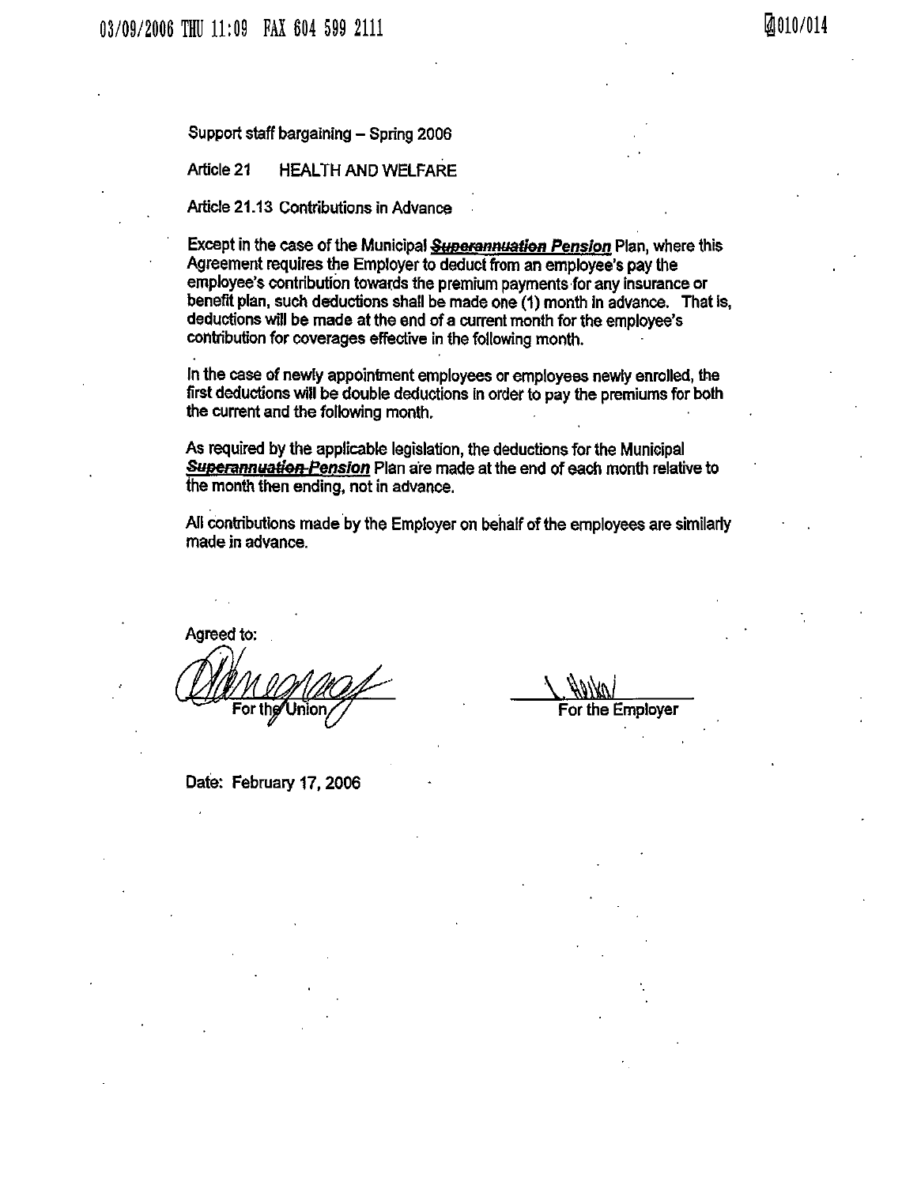Support staff bargaining – Spring 2006

Article 21 HEALTH AND WELFARE

Article 21.13 Contributions in Advance

Except in the case of the Municipal ~~Superannuation~~ ***Pension*** Plan, where this Agreement requires the Employer to deduct from an employee's pay the employee's contribution towards the premium payments for any insurance or benefit plan, such deductions shall be made one (1) month in advance. That is, deductions will be made at the end of a current month for the employee's contribution for coverages effective in the following month.

In the case of newly appointment employees or employees newly enrolled, the first deductions will be double deductions in order to pay the premiums for both the current and the following month.

As required by the applicable legislation, the deductions for the Municipal ~~Superannuation~~ ***Pension*** Plan are made at the end of each month relative to the month then ending, not in advance.

All contributions made by the Employer on behalf of the employees are similarly made in advance.

Agreed to:

For the Union

For the Employer

Date: February 17, 2006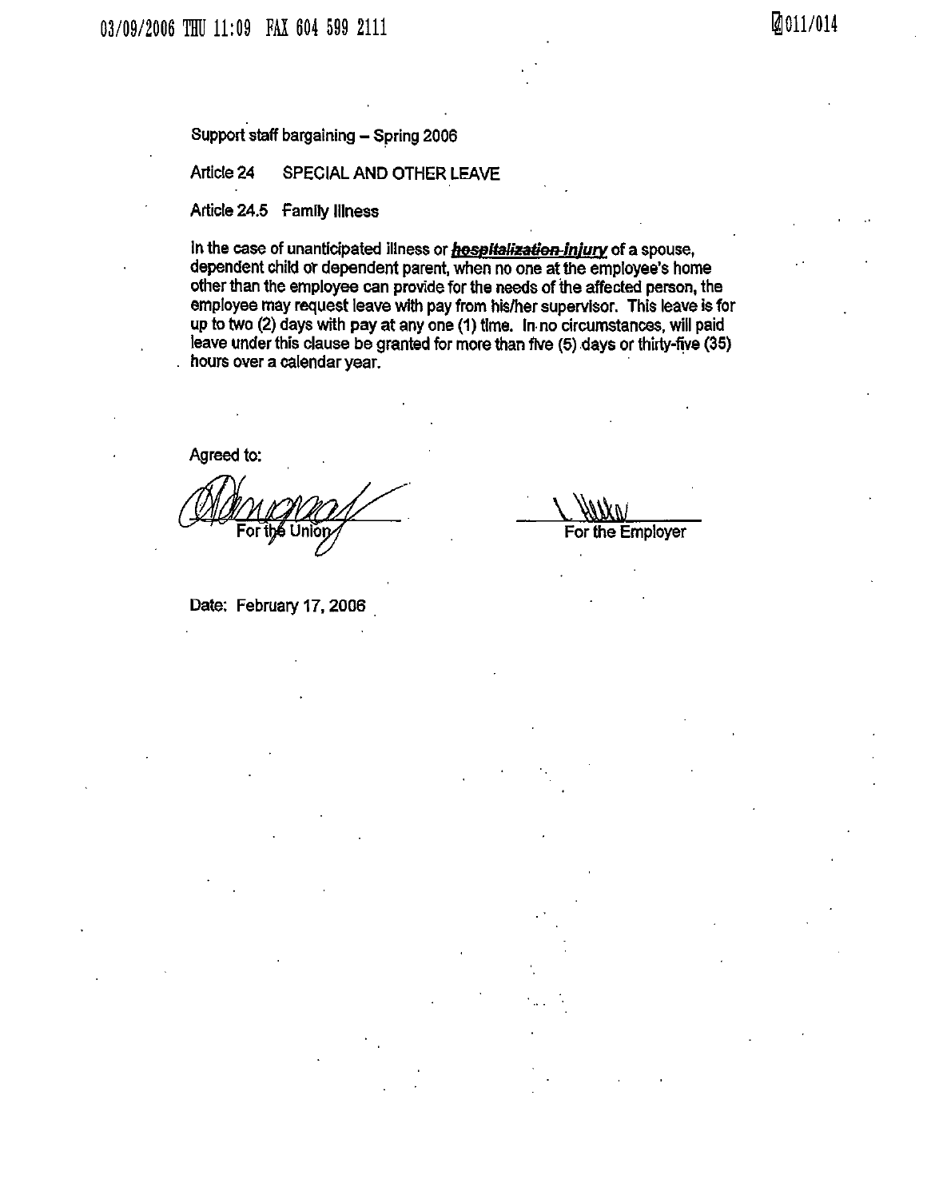Support staff bargaining – Spring 2006

Article 24 SPECIAL AND OTHER LEAVE

Article 24.5 Family Illness

In the case of unanticipated illness or ~~hospitalization~~ ***injury*** of a spouse, dependent child or dependent parent, when no one at the employee's home other than the employee can provide for the needs of the affected person, the employee may request leave with pay from his/her supervisor. This leave is for up to two (2) days with pay at any one (1) time. In no circumstances, will paid leave under this clause be granted for more than five (5) days or thirty-five (35) hours over a calendar year.

Agreed to:

For the Union

For the Employer

Date: February 17, 2006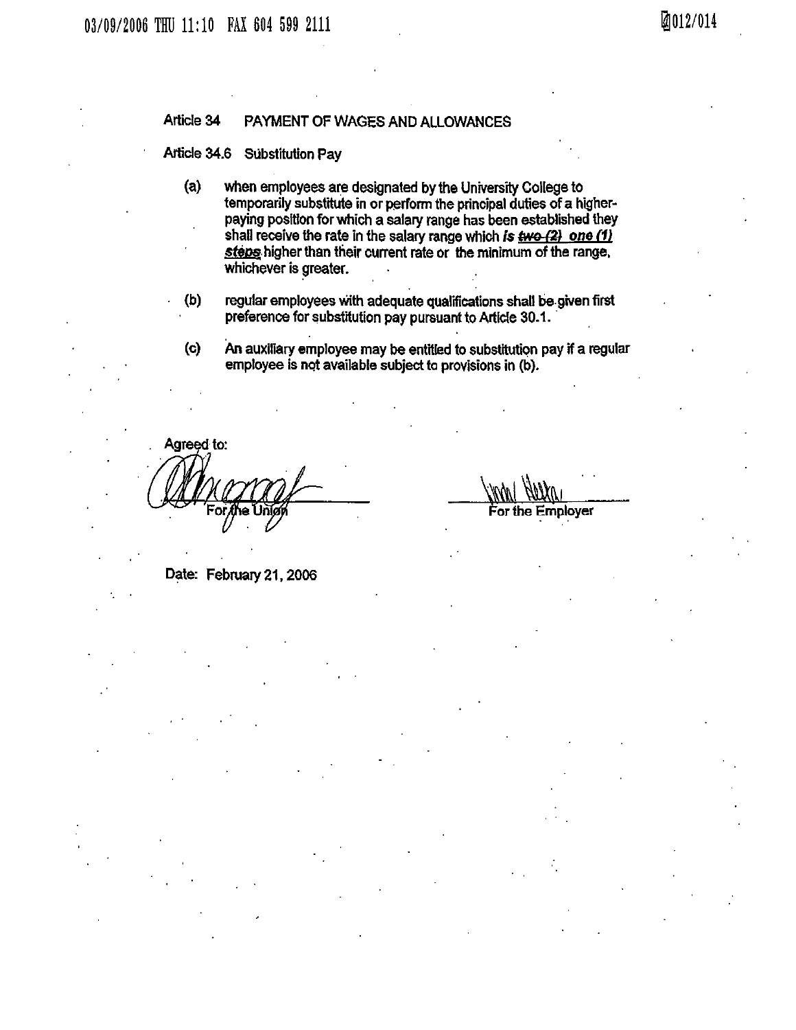## Article 34 PAYMENT OF WAGES AND ALLOWANCES

### Article 34.6 Substitution Pay

(a) when employees are designated by the University College to temporarily substitute in or perform the principal duties of a higher-paying position for which a salary range has been established they shall receive the rate in the salary range which ***is*** ~~two (2)~~ ***one (1)*** ~~steps~~ higher than their current rate or the minimum of the range, whichever is greater.

(b) regular employees with adequate qualifications shall be given first preference for substitution pay pursuant to Article 30.1.

(c) An auxiliary employee may be entitled to substitution pay if a regular employee is not available subject to provisions in (b).

Agreed to:

For the Union

For the Employer

Date: February 21, 2006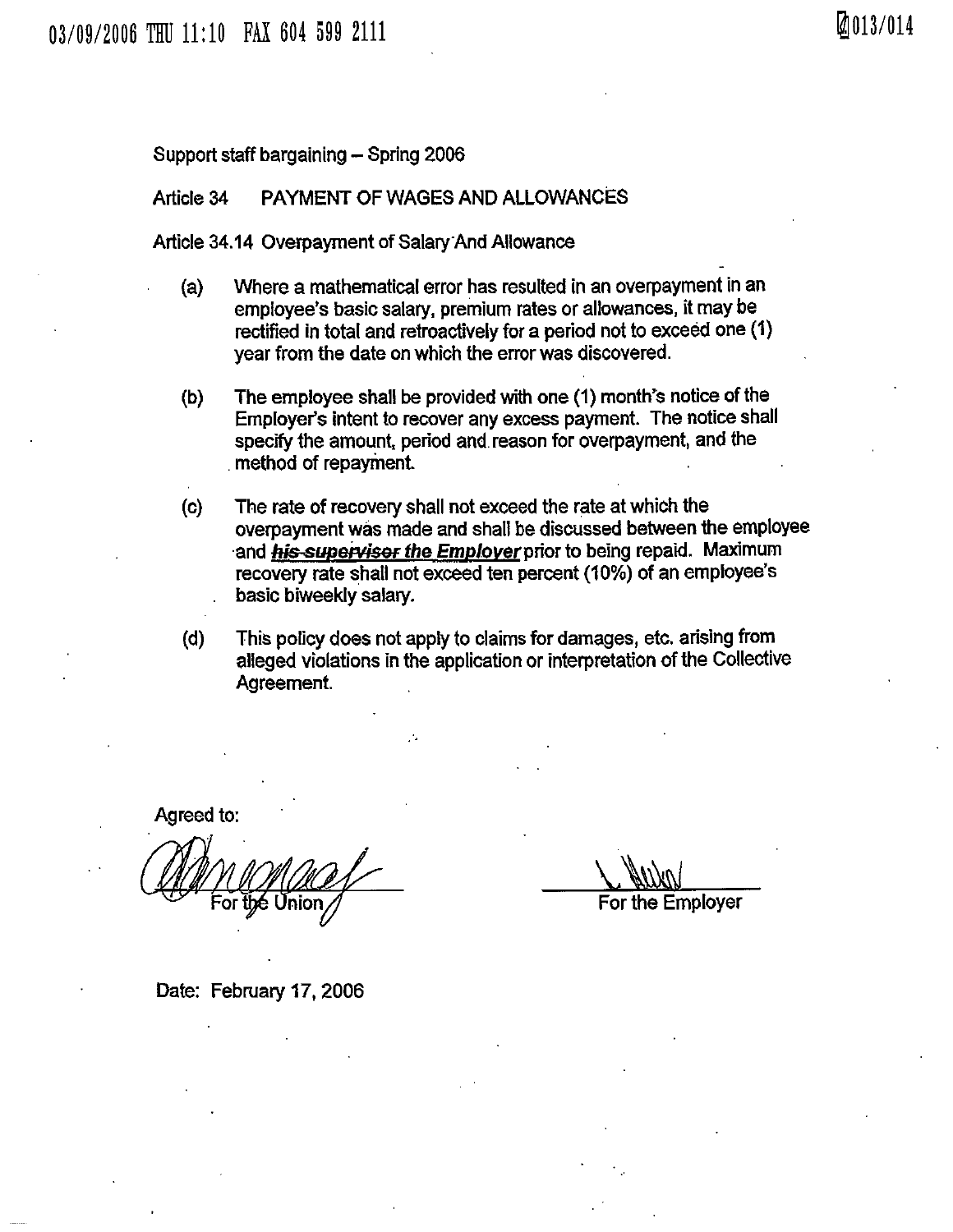Support staff bargaining – Spring 2006

Article 34 PAYMENT OF WAGES AND ALLOWANCES

Article 34.14 Overpayment of Salary And Allowance

(a) Where a mathematical error has resulted in an overpayment in an employee's basic salary, premium rates or allowances, it may be rectified in total and retroactively for a period not to exceed one (1) year from the date on which the error was discovered.

(b) The employee shall be provided with one (1) month's notice of the Employer's intent to recover any excess payment. The notice shall specify the amount, period and reason for overpayment, and the method of repayment.

(c) The rate of recovery shall not exceed the rate at which the overpayment was made and shall be discussed between the employee and ~~his supervisor~~ ***the Employer*** prior to being repaid. Maximum recovery rate shall not exceed ten percent (10%) of an employee's basic biweekly salary.

(d) This policy does not apply to claims for damages, etc. arising from alleged violations in the application or interpretation of the Collective Agreement.

Agreed to:

For the Union

For the Employer

Date: February 17, 2006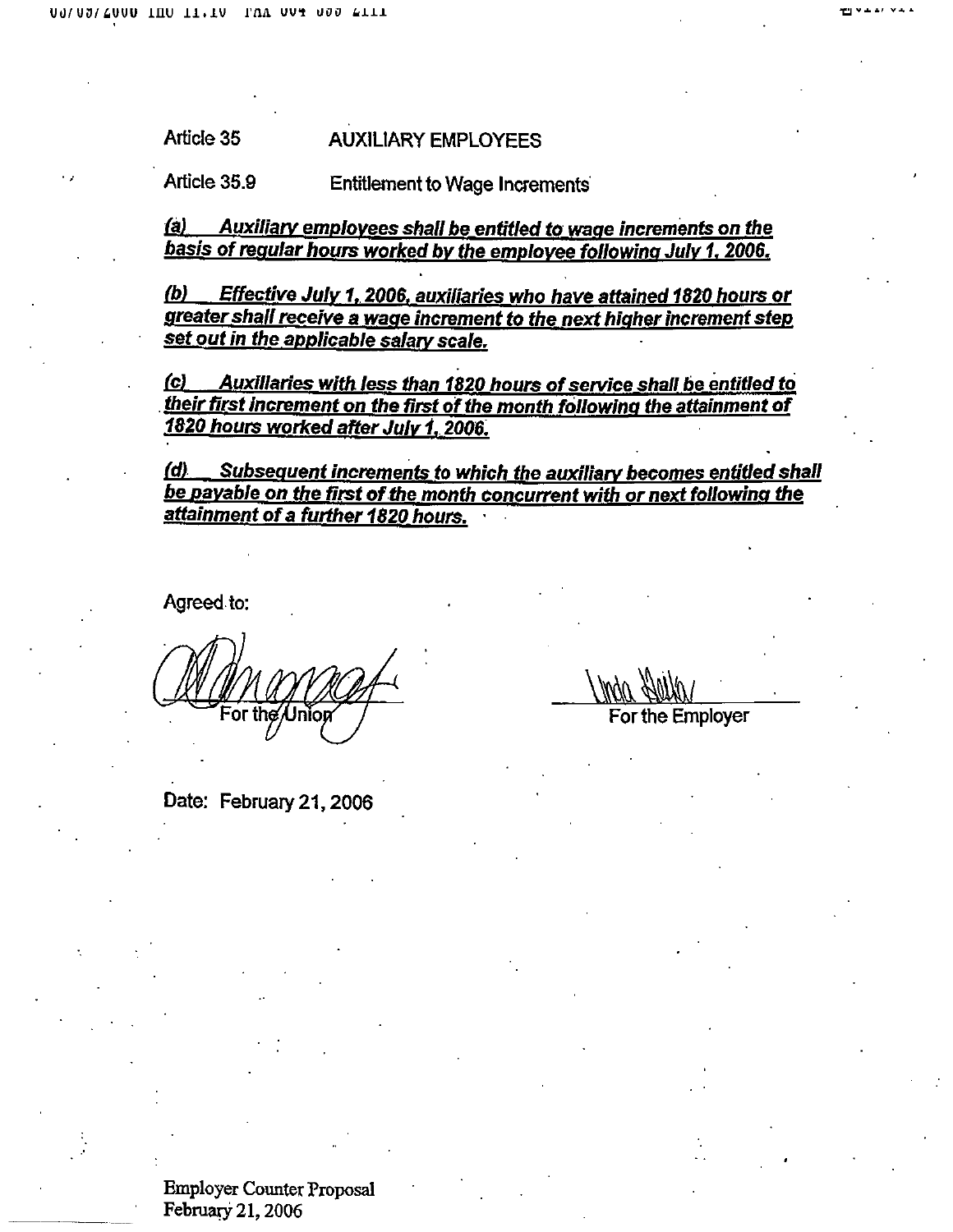Article 35 AUXILIARY EMPLOYEES

Article 35.9 Entitlement to Wage Increments

***(a) Auxiliary employees shall be entitled to wage increments on the basis of regular hours worked by the employee following July 1, 2006.***

***(b) Effective July 1, 2006, auxiliaries who have attained 1820 hours or greater shall receive a wage increment to the next higher increment step set out in the applicable salary scale.***

***(c) Auxiliaries with less than 1820 hours of service shall be entitled to their first increment on the first of the month following the attainment of 1820 hours worked after July 1, 2006.***

***(d) Subsequent increments to which the auxiliary becomes entitled shall be payable on the first of the month concurrent with or next following the attainment of a further 1820 hours.***

Agreed to:

For the Union

For the Employer

Date: February 21, 2006

Employer Counter Proposal
February 21, 2006